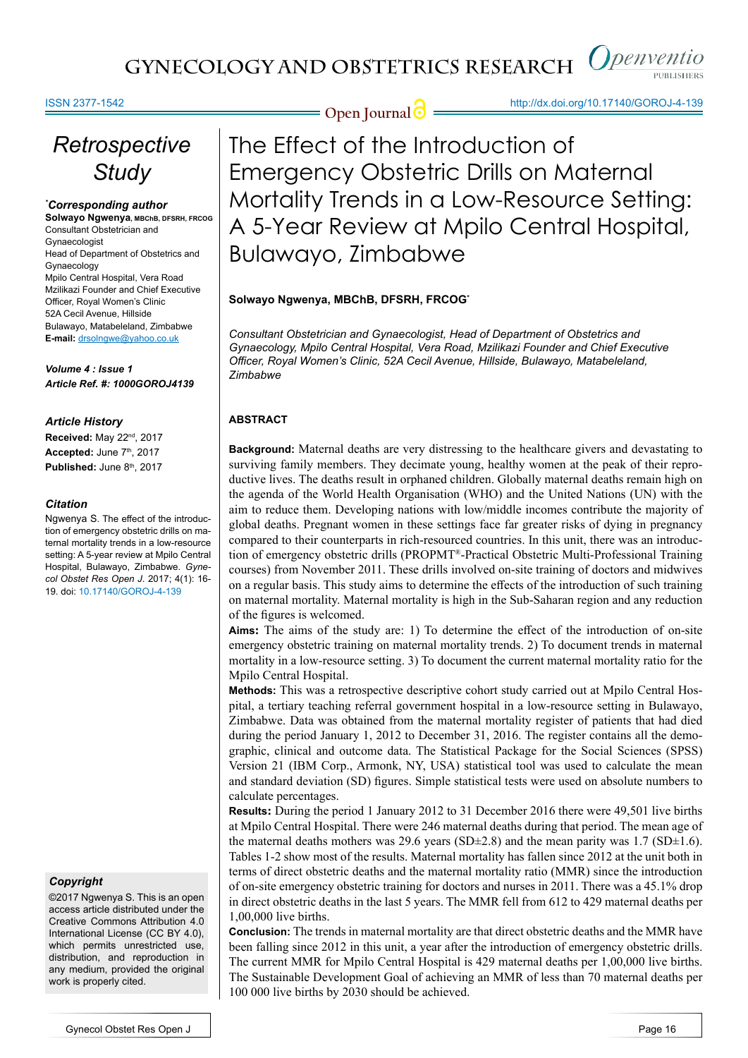*Retrospective Study*

***Corresponding author**
**Solwayo Ngwenya**, MBChB, DFSRH, FRCOG
Consultant Obstetrician and Gynaecologist
Head of Department of Obstetrics and Gynaecology
Mpilo Central Hospital, Vera Road
Mzilikazi Founder and Chief Executive Officer, Royal Women's Clinic
52A Cecil Avenue, Hillside
Bulawayo, Matabeleland, Zimbabwe
**E-mail:** drsolngwe@yahoo.co.uk

***Volume 4 : Issue 1***
***Article Ref. #: 1000GOROJ4139***

***Article History***
**Received:** May 22nd, 2017
**Accepted:** June 7th, 2017
**Published:** June 8th, 2017

***Citation***
Ngwenya S. The effect of the introduction of emergency obstetric drills on maternal mortality trends in a low-resource setting: A 5-year review at Mpilo Central Hospital, Bulawayo, Zimbabwe. *Gynecol Obstet Res Open J*. 2017; 4(1): 16-19. doi: 10.17140/GOROJ-4-139

***Copyright***
©2017 Ngwenya S. This is an open access article distributed under the Creative Commons Attribution 4.0 International License (CC BY 4.0), which permits unrestricted use, distribution, and reproduction in any medium, provided the original work is properly cited.

# The Effect of the Introduction of Emergency Obstetric Drills on Maternal Mortality Trends in a Low-Resource Setting: A 5-Year Review at Mpilo Central Hospital, Bulawayo, Zimbabwe

**Solwayo Ngwenya, MBChB, DFSRH, FRCOG***

*Consultant Obstetrician and Gynaecologist, Head of Department of Obstetrics and Gynaecology, Mpilo Central Hospital, Vera Road, Mzilikazi Founder and Chief Executive Officer, Royal Women's Clinic, 52A Cecil Avenue, Hillside, Bulawayo, Matabeleland, Zimbabwe*

## ABSTRACT

**Background:** Maternal deaths are very distressing to the healthcare givers and devastating to surviving family members. They decimate young, healthy women at the peak of their reproductive lives. The deaths result in orphaned children. Globally maternal deaths remain high on the agenda of the World Health Organisation (WHO) and the United Nations (UN) with the aim to reduce them. Developing nations with low/middle incomes contribute the majority of global deaths. Pregnant women in these settings face far greater risks of dying in pregnancy compared to their counterparts in rich-resourced countries. In this unit, there was an introduction of emergency obstetric drills (PROPMT®-Practical Obstetric Multi-Professional Training courses) from November 2011. These drills involved on-site training of doctors and midwives on a regular basis. This study aims to determine the effects of the introduction of such training on maternal mortality. Maternal mortality is high in the Sub-Saharan region and any reduction of the figures is welcomed.

**Aims:** The aims of the study are: 1) To determine the effect of the introduction of on-site emergency obstetric training on maternal mortality trends. 2) To document trends in maternal mortality in a low-resource setting. 3) To document the current maternal mortality ratio for the Mpilo Central Hospital.

**Methods:** This was a retrospective descriptive cohort study carried out at Mpilo Central Hospital, a tertiary teaching referral government hospital in a low-resource setting in Bulawayo, Zimbabwe. Data was obtained from the maternal mortality register of patients that had died during the period January 1, 2012 to December 31, 2016. The register contains all the demographic, clinical and outcome data. The Statistical Package for the Social Sciences (SPSS) Version 21 (IBM Corp., Armonk, NY, USA) statistical tool was used to calculate the mean and standard deviation (SD) figures. Simple statistical tests were used on absolute numbers to calculate percentages.

**Results:** During the period 1 January 2012 to 31 December 2016 there were 49,501 live births at Mpilo Central Hospital. There were 246 maternal deaths during that period. The mean age of the maternal deaths mothers was 29.6 years (SD±2.8) and the mean parity was 1.7 (SD±1.6). Tables 1-2 show most of the results. Maternal mortality has fallen since 2012 at the unit both in terms of direct obstetric deaths and the maternal mortality ratio (MMR) since the introduction of on-site emergency obstetric training for doctors and nurses in 2011. There was a 45.1% drop in direct obstetric deaths in the last 5 years. The MMR fell from 612 to 429 maternal deaths per 1,00,000 live births.

**Conclusion:** The trends in maternal mortality are that direct obstetric deaths and the MMR have been falling since 2012 in this unit, a year after the introduction of emergency obstetric drills. The current MMR for Mpilo Central Hospital is 429 maternal deaths per 1,00,000 live births. The Sustainable Development Goal of achieving an MMR of less than 70 maternal deaths per 100 000 live births by 2030 should be achieved.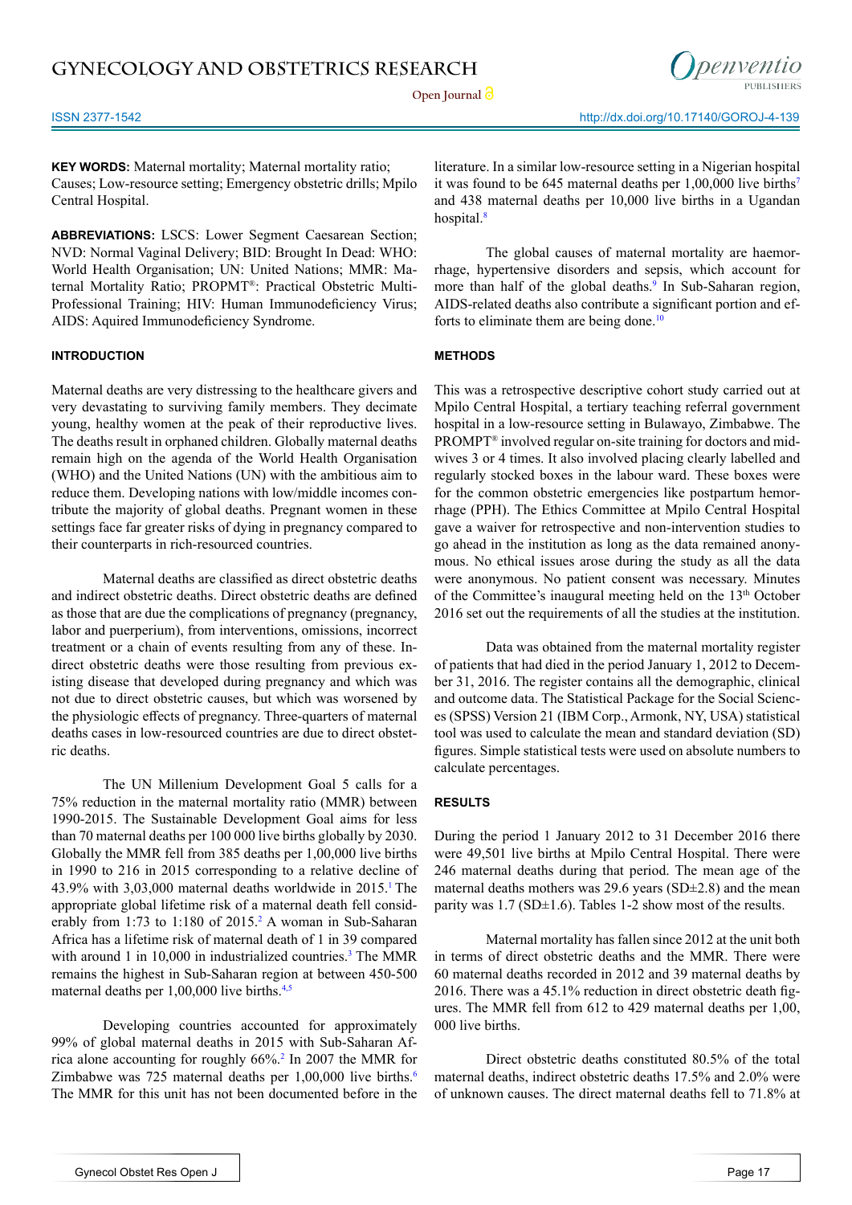**KEY WORDS:** Maternal mortality; Maternal mortality ratio; Causes; Low-resource setting; Emergency obstetric drills; Mpilo Central Hospital.

**ABBREVIATIONS:** LSCS: Lower Segment Caesarean Section; NVD: Normal Vaginal Delivery; BID: Brought In Dead: WHO: World Health Organisation; UN: United Nations; MMR: Maternal Mortality Ratio; PROPMT®: Practical Obstetric Multi-Professional Training; HIV: Human Immunodeficiency Virus; AIDS: Aquired Immunodeficiency Syndrome.

## INTRODUCTION

Maternal deaths are very distressing to the healthcare givers and very devastating to surviving family members. They decimate young, healthy women at the peak of their reproductive lives. The deaths result in orphaned children. Globally maternal deaths remain high on the agenda of the World Health Organisation (WHO) and the United Nations (UN) with the ambitious aim to reduce them. Developing nations with low/middle incomes contribute the majority of global deaths. Pregnant women in these settings face far greater risks of dying in pregnancy compared to their counterparts in rich-resourced countries.

Maternal deaths are classified as direct obstetric deaths and indirect obstetric deaths. Direct obstetric deaths are defined as those that are due the complications of pregnancy (pregnancy, labor and puerperium), from interventions, omissions, incorrect treatment or a chain of events resulting from any of these. Indirect obstetric deaths were those resulting from previous existing disease that developed during pregnancy and which was not due to direct obstetric causes, but which was worsened by the physiologic effects of pregnancy. Three-quarters of maternal deaths cases in low-resourced countries are due to direct obstetric deaths.

The UN Millenium Development Goal 5 calls for a 75% reduction in the maternal mortality ratio (MMR) between 1990-2015. The Sustainable Development Goal aims for less than 70 maternal deaths per 100 000 live births globally by 2030. Globally the MMR fell from 385 deaths per 1,00,000 live births in 1990 to 216 in 2015 corresponding to a relative decline of 43.9% with 3,03,000 maternal deaths worldwide in 2015.[1] The appropriate global lifetime risk of a maternal death fell considerably from 1:73 to 1:180 of 2015.[2] A woman in Sub-Saharan Africa has a lifetime risk of maternal death of 1 in 39 compared with around 1 in 10,000 in industrialized countries.[3] The MMR remains the highest in Sub-Saharan region at between 450-500 maternal deaths per 1,00,000 live births.[4,5]

Developing countries accounted for approximately 99% of global maternal deaths in 2015 with Sub-Saharan Africa alone accounting for roughly 66%.[2] In 2007 the MMR for Zimbabwe was 725 maternal deaths per 1,00,000 live births.[6] The MMR for this unit has not been documented before in the literature. In a similar low-resource setting in a Nigerian hospital it was found to be 645 maternal deaths per 1,00,000 live births[7] and 438 maternal deaths per 10,000 live births in a Ugandan hospital.[8]

The global causes of maternal mortality are haemorrhage, hypertensive disorders and sepsis, which account for more than half of the global deaths.[9] In Sub-Saharan region, AIDS-related deaths also contribute a significant portion and efforts to eliminate them are being done.[10]

## METHODS

This was a retrospective descriptive cohort study carried out at Mpilo Central Hospital, a tertiary teaching referral government hospital in a low-resource setting in Bulawayo, Zimbabwe. The PROMPT® involved regular on-site training for doctors and midwives 3 or 4 times. It also involved placing clearly labelled and regularly stocked boxes in the labour ward. These boxes were for the common obstetric emergencies like postpartum hemorrhage (PPH). The Ethics Committee at Mpilo Central Hospital gave a waiver for retrospective and non-intervention studies to go ahead in the institution as long as the data remained anonymous. No ethical issues arose during the study as all the data were anonymous. No patient consent was necessary. Minutes of the Committee's inaugural meeting held on the 13th October 2016 set out the requirements of all the studies at the institution.

Data was obtained from the maternal mortality register of patients that had died in the period January 1, 2012 to December 31, 2016. The register contains all the demographic, clinical and outcome data. The Statistical Package for the Social Sciences (SPSS) Version 21 (IBM Corp., Armonk, NY, USA) statistical tool was used to calculate the mean and standard deviation (SD) figures. Simple statistical tests were used on absolute numbers to calculate percentages.

## RESULTS

During the period 1 January 2012 to 31 December 2016 there were 49,501 live births at Mpilo Central Hospital. There were 246 maternal deaths during that period. The mean age of the maternal deaths mothers was 29.6 years (SD±2.8) and the mean parity was 1.7 (SD±1.6). Tables 1-2 show most of the results.

Maternal mortality has fallen since 2012 at the unit both in terms of direct obstetric deaths and the MMR. There were 60 maternal deaths recorded in 2012 and 39 maternal deaths by 2016. There was a 45.1% reduction in direct obstetric death figures. The MMR fell from 612 to 429 maternal deaths per 1,00, 000 live births.

Direct obstetric deaths constituted 80.5% of the total maternal deaths, indirect obstetric deaths 17.5% and 2.0% were of unknown causes. The direct maternal deaths fell to 71.8% at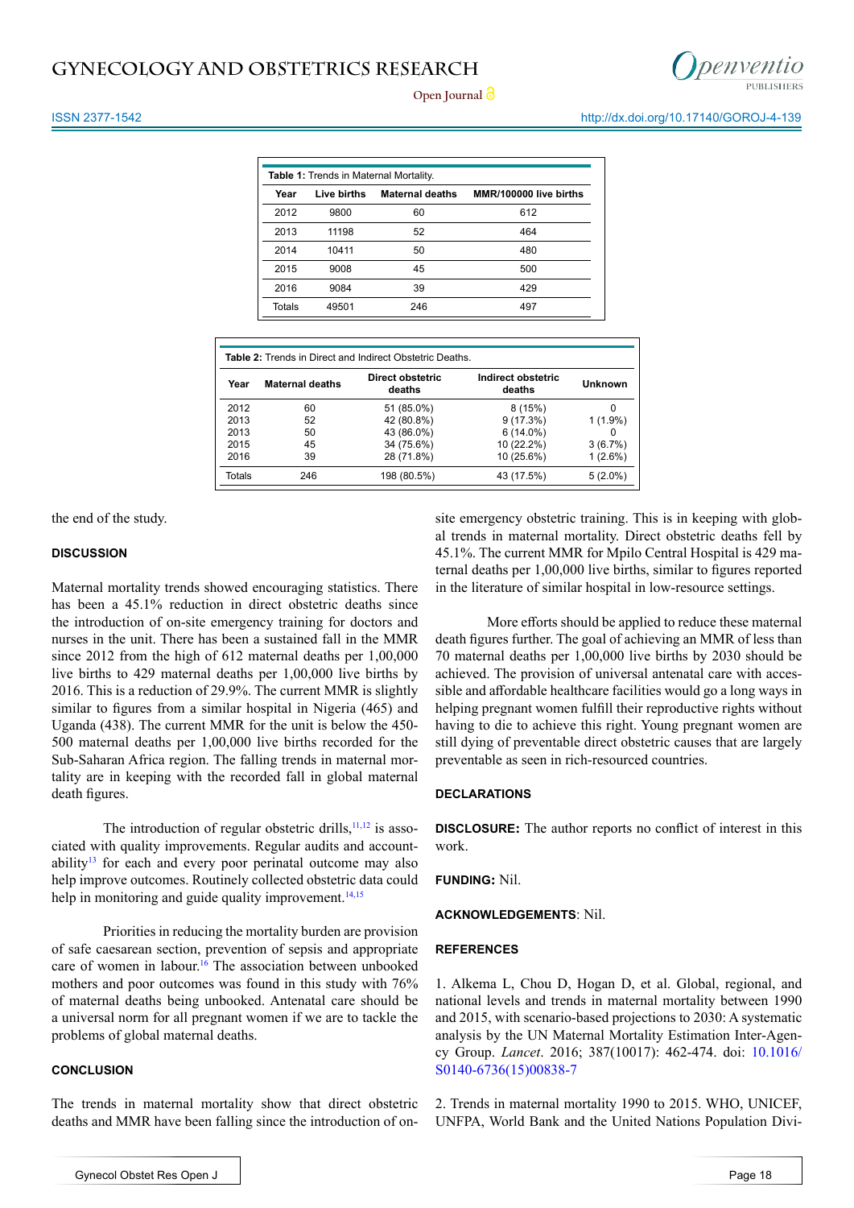**Table 1:** Trends in Maternal Mortality.

| Year | Live births | Maternal deaths | MMR/100000 live births |
|---|---|---|---|
| 2012 | 9800 | 60 | 612 |
| 2013 | 11198 | 52 | 464 |
| 2014 | 10411 | 50 | 480 |
| 2015 | 9008 | 45 | 500 |
| 2016 | 9084 | 39 | 429 |
| Totals | 49501 | 246 | 497 |

**Table 2:** Trends in Direct and Indirect Obstetric Deaths.

| Year | Maternal deaths | Direct obstetric deaths | Indirect obstetric deaths | Unknown |
|---|---|---|---|---|
| 2012 | 60 | 51 (85.0%) | 8 (15%) | 0 |
| 2013 | 52 | 42 (80.8%) | 9 (17.3%) | 1 (1.9%) |
| 2013 | 50 | 43 (86.0%) | 6 (14.0%) | 0 |
| 2015 | 45 | 34 (75.6%) | 10 (22.2%) | 3 (6.7%) |
| 2016 | 39 | 28 (71.8%) | 10 (25.6%) | 1 (2.6%) |
| Totals | 246 | 198 (80.5%) | 43 (17.5%) | 5 (2.0%) |

the end of the study.

## DISCUSSION

Maternal mortality trends showed encouraging statistics. There has been a 45.1% reduction in direct obstetric deaths since the introduction of on-site emergency training for doctors and nurses in the unit. There has been a sustained fall in the MMR since 2012 from the high of 612 maternal deaths per 1,00,000 live births to 429 maternal deaths per 1,00,000 live births by 2016. This is a reduction of 29.9%. The current MMR is slightly similar to figures from a similar hospital in Nigeria (465) and Uganda (438). The current MMR for the unit is below the 450-500 maternal deaths per 1,00,000 live births recorded for the Sub-Saharan Africa region. The falling trends in maternal mortality are in keeping with the recorded fall in global maternal death figures.

The introduction of regular obstetric drills,[11,12] is associated with quality improvements. Regular audits and accountability[13] for each and every poor perinatal outcome may also help improve outcomes. Routinely collected obstetric data could help in monitoring and guide quality improvement.[14,15]

Priorities in reducing the mortality burden are provision of safe caesarean section, prevention of sepsis and appropriate care of women in labour.[16] The association between unbooked mothers and poor outcomes was found in this study with 76% of maternal deaths being unbooked. Antenatal care should be a universal norm for all pregnant women if we are to tackle the problems of global maternal deaths.

## CONCLUSION

The trends in maternal mortality show that direct obstetric deaths and MMR have been falling since the introduction of on-site emergency obstetric training. This is in keeping with global trends in maternal mortality. Direct obstetric deaths fell by 45.1%. The current MMR for Mpilo Central Hospital is 429 maternal deaths per 1,00,000 live births, similar to figures reported in the literature of similar hospital in low-resource settings.

More efforts should be applied to reduce these maternal death figures further. The goal of achieving an MMR of less than 70 maternal deaths per 1,00,000 live births by 2030 should be achieved. The provision of universal antenatal care with accessible and affordable healthcare facilities would go a long ways in helping pregnant women fulfill their reproductive rights without having to die to achieve this right. Young pregnant women are still dying of preventable direct obstetric causes that are largely preventable as seen in rich-resourced countries.

## DECLARATIONS

**DISCLOSURE:** The author reports no conflict of interest in this work.

**FUNDING:** Nil.

**ACKNOWLEDGEMENTS**: Nil.

## REFERENCES

1. Alkema L, Chou D, Hogan D, et al. Global, regional, and national levels and trends in maternal mortality between 1990 and 2015, with scenario-based projections to 2030: A systematic analysis by the UN Maternal Mortality Estimation Inter-Agency Group. *Lancet*. 2016; 387(10017): 462-474. doi: 10.1016/S0140-6736(15)00838-7

2. Trends in maternal mortality 1990 to 2015. WHO, UNICEF, UNFPA, World Bank and the United Nations Population Divi-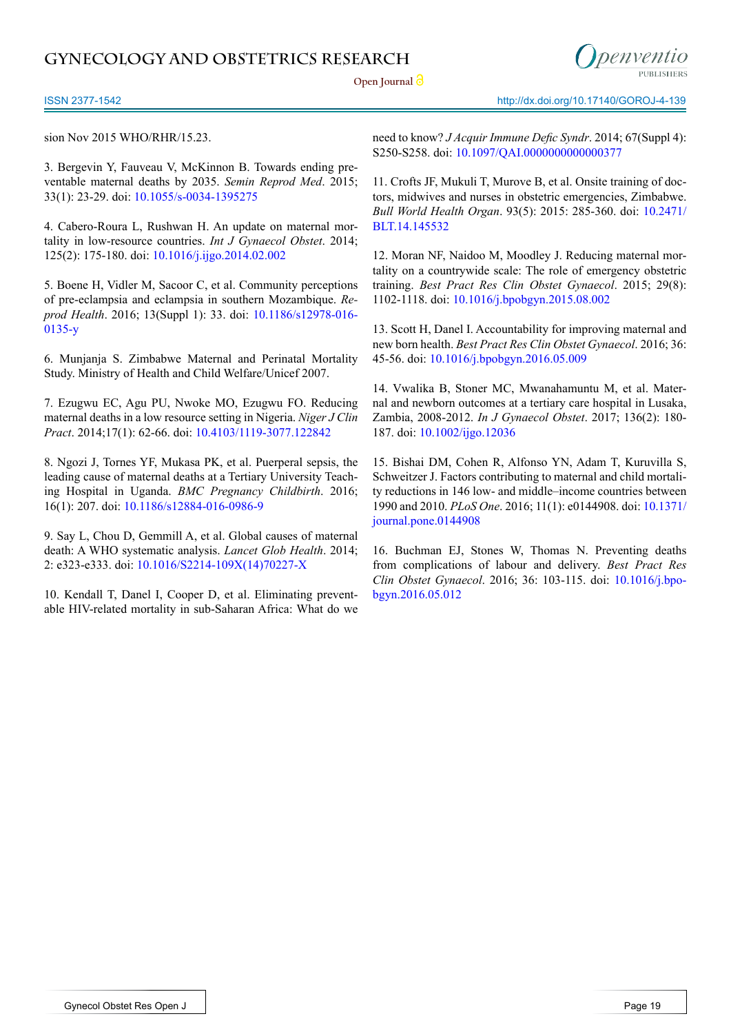sion Nov 2015 WHO/RHR/15.23.

3. Bergevin Y, Fauveau V, McKinnon B. Towards ending preventable maternal deaths by 2035. *Semin Reprod Med*. 2015; 33(1): 23-29. doi: 10.1055/s-0034-1395275

4. Cabero-Roura L, Rushwan H. An update on maternal mortality in low-resource countries. *Int J Gynaecol Obstet*. 2014; 125(2): 175-180. doi: 10.1016/j.ijgo.2014.02.002

5. Boene H, Vidler M, Sacoor C, et al. Community perceptions of pre-eclampsia and eclampsia in southern Mozambique. *Reprod Health*. 2016; 13(Suppl 1): 33. doi: 10.1186/s12978-016-0135-y

6. Munjanja S. Zimbabwe Maternal and Perinatal Mortality Study. Ministry of Health and Child Welfare/Unicef 2007.

7. Ezugwu EC, Agu PU, Nwoke MO, Ezugwu FO. Reducing maternal deaths in a low resource setting in Nigeria. *Niger J Clin Pract*. 2014;17(1): 62-66. doi: 10.4103/1119-3077.122842

8. Ngozi J, Tornes YF, Mukasa PK, et al. Puerperal sepsis, the leading cause of maternal deaths at a Tertiary University Teaching Hospital in Uganda. *BMC Pregnancy Childbirth*. 2016; 16(1): 207. doi: 10.1186/s12884-016-0986-9

9. Say L, Chou D, Gemmill A, et al. Global causes of maternal death: A WHO systematic analysis. *Lancet Glob Health*. 2014; 2: e323-e333. doi: 10.1016/S2214-109X(14)70227-X

10. Kendall T, Danel I, Cooper D, et al. Eliminating preventable HIV-related mortality in sub-Saharan Africa: What do we need to know? *J Acquir Immune Defic Syndr*. 2014; 67(Suppl 4): S250-S258. doi: 10.1097/QAI.0000000000000377

11. Crofts JF, Mukuli T, Murove B, et al. Onsite training of doctors, midwives and nurses in obstetric emergencies, Zimbabwe. *Bull World Health Organ*. 93(5): 2015: 285-360. doi: 10.2471/BLT.14.145532

12. Moran NF, Naidoo M, Moodley J. Reducing maternal mortality on a countrywide scale: The role of emergency obstetric training. *Best Pract Res Clin Obstet Gynaecol*. 2015; 29(8): 1102-1118. doi: 10.1016/j.bpobgyn.2015.08.002

13. Scott H, Danel I. Accountability for improving maternal and new born health. *Best Pract Res Clin Obstet Gynaecol*. 2016; 36: 45-56. doi: 10.1016/j.bpobgyn.2016.05.009

14. Vwalika B, Stoner MC, Mwanahamuntu M, et al. Maternal and newborn outcomes at a tertiary care hospital in Lusaka, Zambia, 2008-2012. *In J Gynaecol Obstet*. 2017; 136(2): 180-187. doi: 10.1002/ijgo.12036

15. Bishai DM, Cohen R, Alfonso YN, Adam T, Kuruvilla S, Schweitzer J. Factors contributing to maternal and child mortality reductions in 146 low- and middle–income countries between 1990 and 2010. *PLoS One*. 2016; 11(1): e0144908. doi: 10.1371/journal.pone.0144908

16. Buchman EJ, Stones W, Thomas N. Preventing deaths from complications of labour and delivery. *Best Pract Res Clin Obstet Gynaecol*. 2016; 36: 103-115. doi: 10.1016/j.bpobgyn.2016.05.012